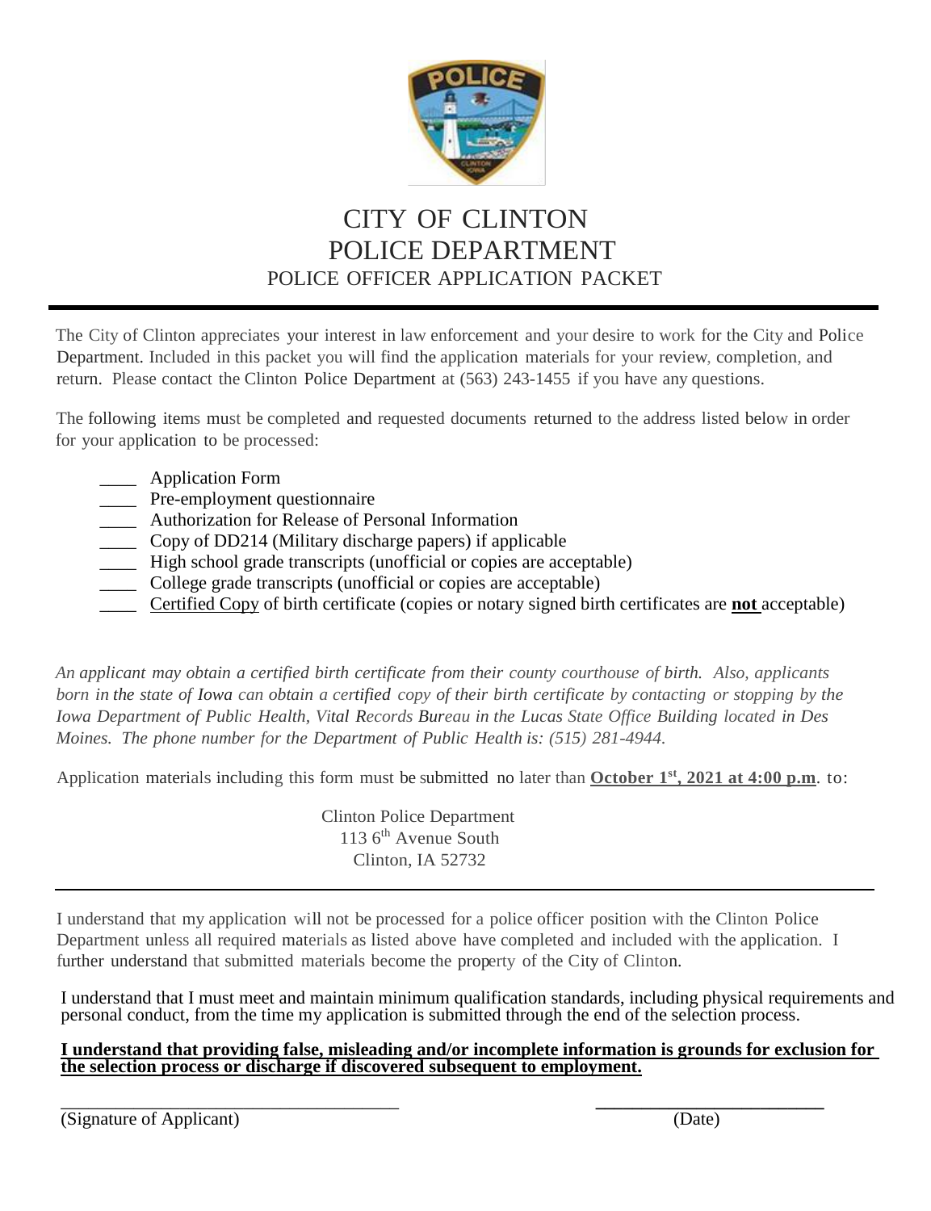# CITY OF CLINTON
# POLICE DEPARTMENT
## POLICE OFFICER APPLICATION PACKET

---

The City of Clinton appreciates your interest in law enforcement and your desire to work for the City and Police Department. Included in this packet you will find the application materials for your review, completion, and return. Please contact the Clinton Police Department at (563) 243-1455 if you have any questions.

The following items must be completed and requested documents returned to the address listed below in order for your application to be processed:

- ____ Application Form
- ____ Pre-employment questionnaire
- ____ Authorization for Release of Personal Information
- ____ Copy of DD214 (Military discharge papers) if applicable
- ____ High school grade transcripts (unofficial or copies are acceptable)
- ____ College grade transcripts (unofficial or copies are acceptable)
- ____ Certified Copy of birth certificate (copies or notary signed birth certificates are **not** acceptable)

*An applicant may obtain a certified birth certificate from their county courthouse of birth. Also, applicants born in the state of Iowa can obtain a certified copy of their birth certificate by contacting or stopping by the Iowa Department of Public Health, Vital Records Bureau in the Lucas State Office Building located in Des Moines. The phone number for the Department of Public Health is: (515) 281-4944.*

Application materials including this form must be submitted no later than **October 1st, 2021 at 4:00 p.m**. to:

Clinton Police Department
113 6th Avenue South
Clinton, IA 52732

---

I understand that my application will not be processed for a police officer position with the Clinton Police Department unless all required materials as listed above have completed and included with the application. I further understand that submitted materials become the property of the City of Clinton.

I understand that I must meet and maintain minimum qualification standards, including physical requirements and personal conduct, from the time my application is submitted through the end of the selection process.

**I understand that providing false, misleading and/or incomplete information is grounds for exclusion for the selection process or discharge if discovered subsequent to employment.**

\_\_\_\_\_\_\_\_\_\_\_\_\_\_\_\_\_\_\_\_\_\_\_\_\_\_\_\_\_\_\_\_\_\_\_\_\_\_ \_\_\_\_\_\_\_\_\_\_\_\_\_\_\_\_\_\_\_\_\_\_\_\_\_\_
(Signature of Applicant) (Date)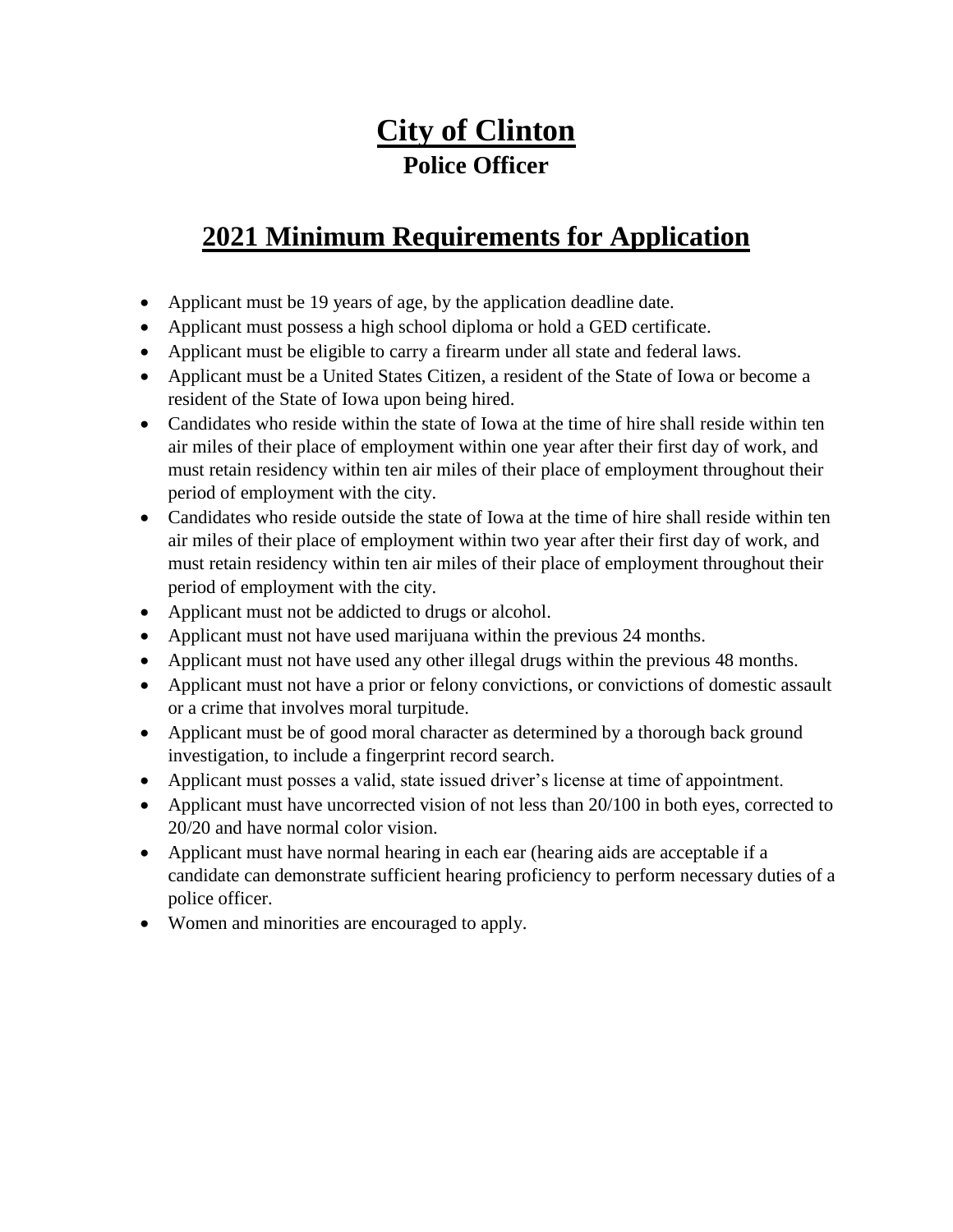# City of Clinton

## Police Officer

## 2021 Minimum Requirements for Application

- Applicant must be 19 years of age, by the application deadline date.
- Applicant must possess a high school diploma or hold a GED certificate.
- Applicant must be eligible to carry a firearm under all state and federal laws.
- Applicant must be a United States Citizen, a resident of the State of Iowa or become a resident of the State of Iowa upon being hired.
- Candidates who reside within the state of Iowa at the time of hire shall reside within ten air miles of their place of employment within one year after their first day of work, and must retain residency within ten air miles of their place of employment throughout their period of employment with the city.
- Candidates who reside outside the state of Iowa at the time of hire shall reside within ten air miles of their place of employment within two year after their first day of work, and must retain residency within ten air miles of their place of employment throughout their period of employment with the city.
- Applicant must not be addicted to drugs or alcohol.
- Applicant must not have used marijuana within the previous 24 months.
- Applicant must not have used any other illegal drugs within the previous 48 months.
- Applicant must not have a prior or felony convictions, or convictions of domestic assault or a crime that involves moral turpitude.
- Applicant must be of good moral character as determined by a thorough back ground investigation, to include a fingerprint record search.
- Applicant must posses a valid, state issued driver's license at time of appointment.
- Applicant must have uncorrected vision of not less than 20/100 in both eyes, corrected to 20/20 and have normal color vision.
- Applicant must have normal hearing in each ear (hearing aids are acceptable if a candidate can demonstrate sufficient hearing proficiency to perform necessary duties of a police officer.
- Women and minorities are encouraged to apply.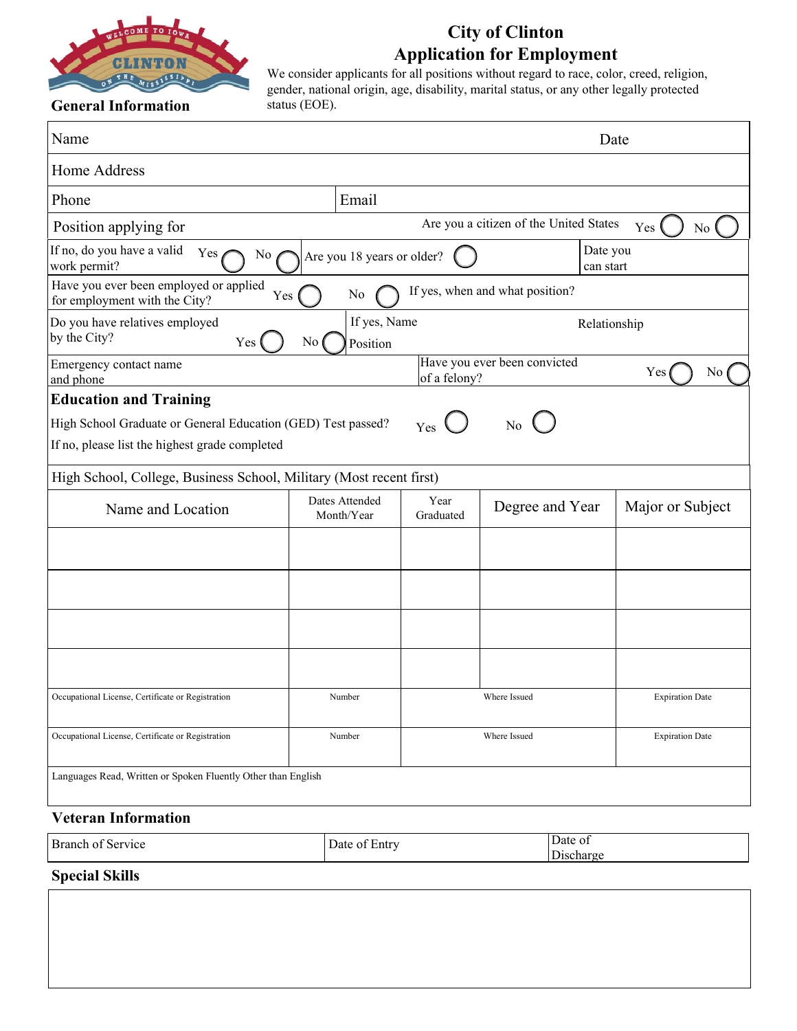# City of Clinton
## Application for Employment

We consider applicants for all positions without regard to race, color, creed, religion, gender, national origin, age, disability, marital status, or any other legally protected status (EOE).

### General Information

| | | | |
|---|---|---|---|
| Name | | Date | |
| Home Address | | | |
| Phone | Email | | |
| Position applying for | | Are you a citizen of the United States Yes ◯ No ◯ | |
| If no, do you have a valid work permit? Yes ◯ No ◯ | Are you 18 years or older? ◯ | Date you can start | |
| Have you ever been employed or applied for employment with the City? Yes ◯ No ◯ | If yes, when and what position? | | |
| Do you have relatives employed by the City? Yes ◯ No ◯ | If yes, Name / Position | Relationship | |
| Emergency contact name and phone | | Have you ever been convicted of a felony? | Yes ◯ No ◯ |

### Education and Training

High School Graduate or General Education (GED) Test passed? Yes ◯ No ◯

If no, please list the highest grade completed

High School, College, Business School, Military (Most recent first)

| Name and Location | Dates Attended Month/Year | Year Graduated | Degree and Year | Major or Subject |
|---|---|---|---|---|
| | | | | |
| | | | | |
| | | | | |
| | | | | |

| Occupational License, Certificate or Registration | Number | Where Issued | Expiration Date |
|---|---|---|---|
| | | | |

| Occupational License, Certificate or Registration | Number | Where Issued | Expiration Date |
|---|---|---|---|
| | | | |

Languages Read, Written or Spoken Fluently Other than English

### Veteran Information

| Branch of Service | Date of Entry | Date of Discharge |
|---|---|---|
| | | |

### Special Skills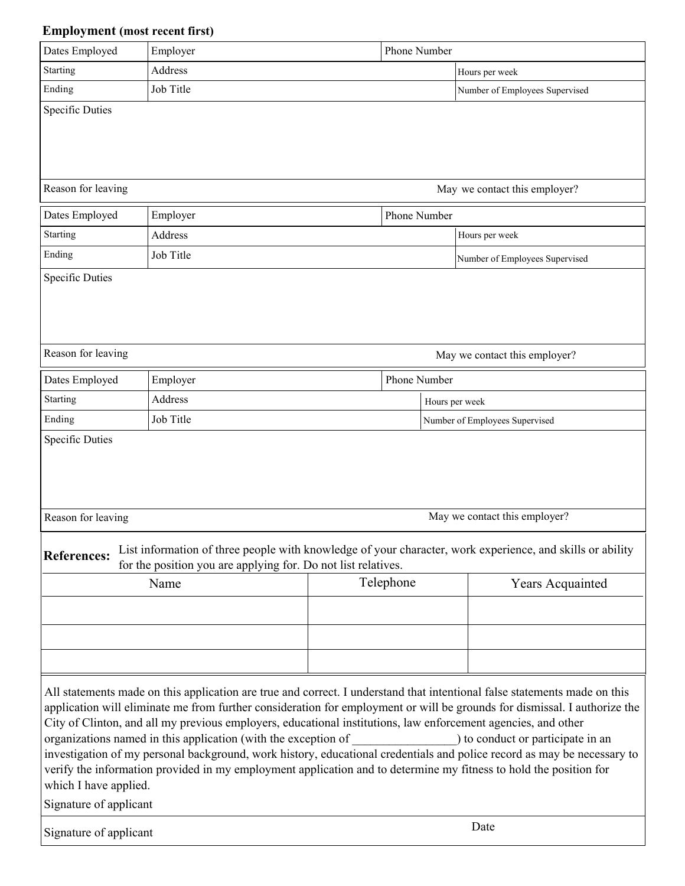**Employment (most recent first)**

| Dates Employed | Employer | Phone Number |
|---|---|---|
| Starting | Address | Hours per week |
| Ending | Job Title | Number of Employees Supervised |
| Specific Duties | | |
| Reason for leaving | | May we contact this employer? |

| Dates Employed | Employer | Phone Number |
|---|---|---|
| Starting | Address | Hours per week |
| Ending | Job Title | Number of Employees Supervised |
| Specific Duties | | |
| Reason for leaving | | May we contact this employer? |

| Dates Employed | Employer | Phone Number |
|---|---|---|
| Starting | Address | Hours per week |
| Ending | Job Title | Number of Employees Supervised |
| Specific Duties | | |
| Reason for leaving | | May we contact this employer? |

**References:** List information of three people with knowledge of your character, work experience, and skills or ability for the position you are applying for. Do not list relatives.

| Name | Telephone | Years Acquainted |
|---|---|---|
| | | |
| | | |
| | | |

All statements made on this application are true and correct. I understand that intentional false statements made on this application will eliminate me from further consideration for employment or will be grounds for dismissal. I authorize the City of Clinton, and all my previous employers, educational institutions, law enforcement agencies, and other organizations named in this application (with the exception of _________________) to conduct or participate in an investigation of my personal background, work history, educational credentials and police record as may be necessary to verify the information provided in my employment application and to determine my fitness to hold the position for which I have applied.

Signature of applicant

Signature of applicant | Date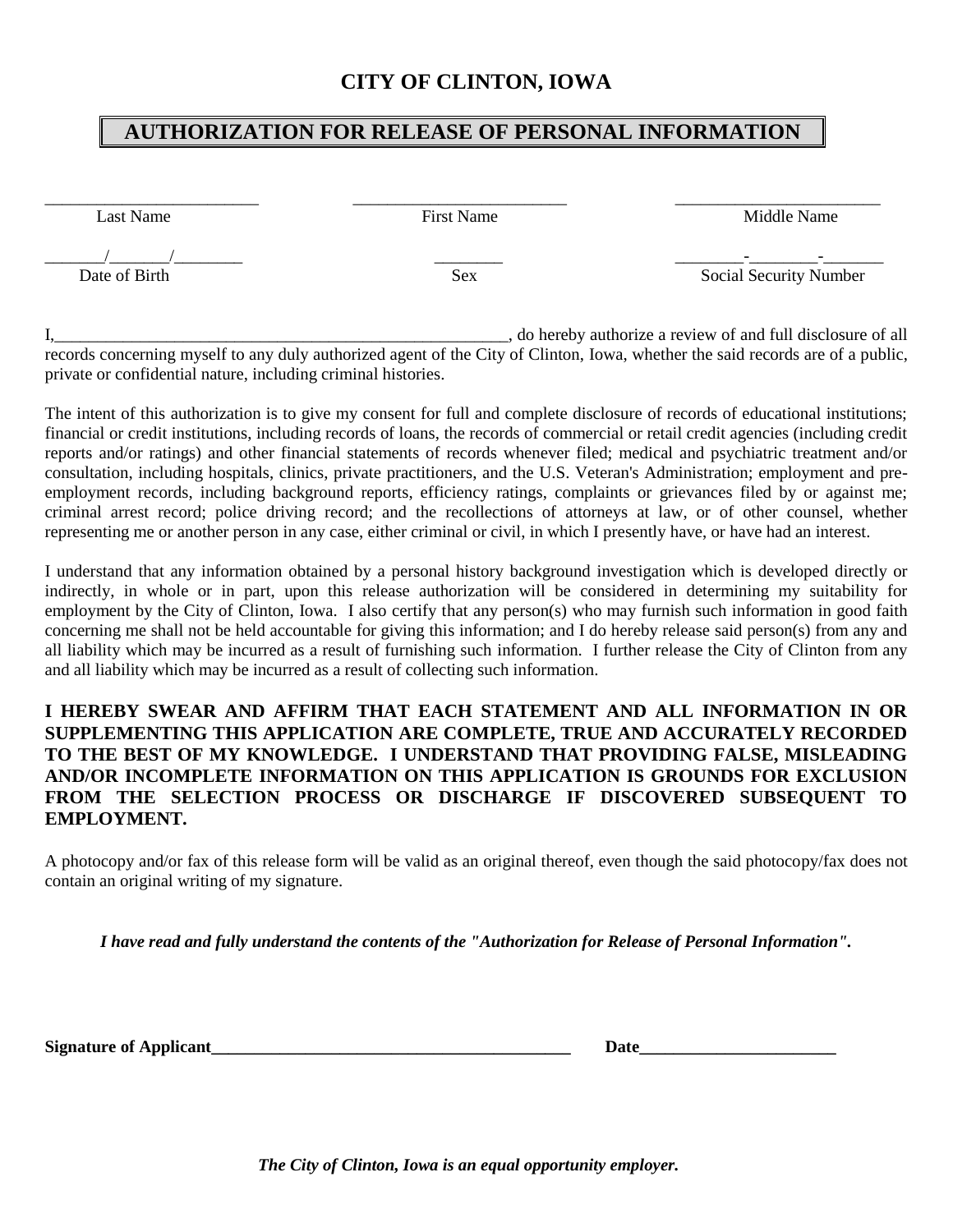# CITY OF CLINTON, IOWA

## AUTHORIZATION FOR RELEASE OF PERSONAL INFORMATION

| ________________________ | ________________________ | ________________________ |
|---|---|---|
| Last Name | First Name | Middle Name |
| _______/_______/________ | ________ | ________-________-_______ |
| Date of Birth | Sex | Social Security Number |

I,______________________________________________________, do hereby authorize a review of and full disclosure of all records concerning myself to any duly authorized agent of the City of Clinton, Iowa, whether the said records are of a public, private or confidential nature, including criminal histories.

The intent of this authorization is to give my consent for full and complete disclosure of records of educational institutions; financial or credit institutions, including records of loans, the records of commercial or retail credit agencies (including credit reports and/or ratings) and other financial statements of records whenever filed; medical and psychiatric treatment and/or consultation, including hospitals, clinics, private practitioners, and the U.S. Veteran's Administration; employment and pre-employment records, including background reports, efficiency ratings, complaints or grievances filed by or against me; criminal arrest record; police driving record; and the recollections of attorneys at law, or of other counsel, whether representing me or another person in any case, either criminal or civil, in which I presently have, or have had an interest.

I understand that any information obtained by a personal history background investigation which is developed directly or indirectly, in whole or in part, upon this release authorization will be considered in determining my suitability for employment by the City of Clinton, Iowa. I also certify that any person(s) who may furnish such information in good faith concerning me shall not be held accountable for giving this information; and I do hereby release said person(s) from any and all liability which may be incurred as a result of furnishing such information. I further release the City of Clinton from any and all liability which may be incurred as a result of collecting such information.

**I HEREBY SWEAR AND AFFIRM THAT EACH STATEMENT AND ALL INFORMATION IN OR SUPPLEMENTING THIS APPLICATION ARE COMPLETE, TRUE AND ACCURATELY RECORDED TO THE BEST OF MY KNOWLEDGE. I UNDERSTAND THAT PROVIDING FALSE, MISLEADING AND/OR INCOMPLETE INFORMATION ON THIS APPLICATION IS GROUNDS FOR EXCLUSION FROM THE SELECTION PROCESS OR DISCHARGE IF DISCOVERED SUBSEQUENT TO EMPLOYMENT.**

A photocopy and/or fax of this release form will be valid as an original thereof, even though the said photocopy/fax does not contain an original writing of my signature.

***I have read and fully understand the contents of the "Authorization for Release of Personal Information".***

**Signature of Applicant___________________________________________ Date_______________________**

***The City of Clinton, Iowa is an equal opportunity employer.***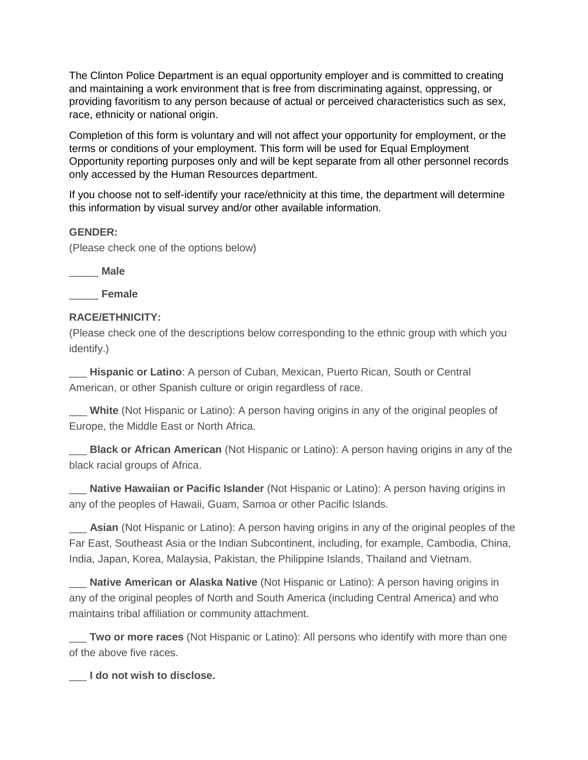The Clinton Police Department is an equal opportunity employer and is committed to creating and maintaining a work environment that is free from discriminating against, oppressing, or providing favoritism to any person because of actual or perceived characteristics such as sex, race, ethnicity or national origin.

Completion of this form is voluntary and will not affect your opportunity for employment, or the terms or conditions of your employment. This form will be used for Equal Employment Opportunity reporting purposes only and will be kept separate from all other personnel records only accessed by the Human Resources department.

If you choose not to self-identify your race/ethnicity at this time, the department will determine this information by visual survey and/or other available information.

**GENDER:**

(Please check one of the options below)

_____ **Male**

_____ **Female**

**RACE/ETHNICITY:**

(Please check one of the descriptions below corresponding to the ethnic group with which you identify.)

___ **Hispanic or Latino**: A person of Cuban, Mexican, Puerto Rican, South or Central American, or other Spanish culture or origin regardless of race.

___ **White** (Not Hispanic or Latino): A person having origins in any of the original peoples of Europe, the Middle East or North Africa.

___ **Black or African American** (Not Hispanic or Latino): A person having origins in any of the black racial groups of Africa.

___ **Native Hawaiian or Pacific Islander** (Not Hispanic or Latino): A person having origins in any of the peoples of Hawaii, Guam, Samoa or other Pacific Islands.

___ **Asian** (Not Hispanic or Latino): A person having origins in any of the original peoples of the Far East, Southeast Asia or the Indian Subcontinent, including, for example, Cambodia, China, India, Japan, Korea, Malaysia, Pakistan, the Philippine Islands, Thailand and Vietnam.

___ **Native American or Alaska Native** (Not Hispanic or Latino): A person having origins in any of the original peoples of North and South America (including Central America) and who maintains tribal affiliation or community attachment.

___ **Two or more races** (Not Hispanic or Latino): All persons who identify with more than one of the above five races.

___ **I do not wish to disclose.**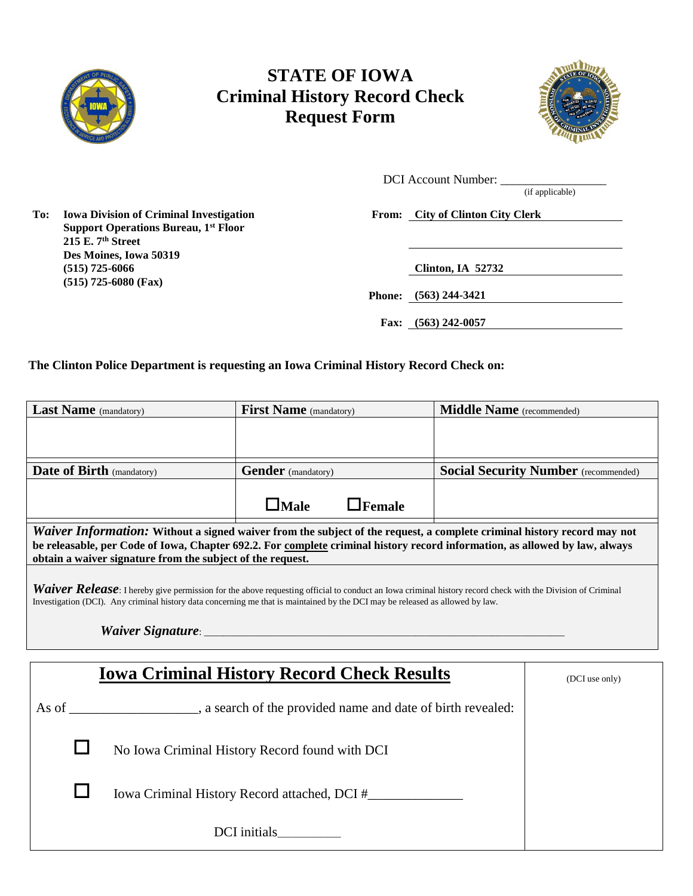# STATE OF IOWA
# Criminal History Record Check Request Form

DCI Account Number: _________________
(if applicable)

**To:** **Iowa Division of Criminal Investigation**
**Support Operations Bureau, 1st Floor**
**215 E. 7th Street**
**Des Moines, Iowa 50319**
**(515) 725-6066**
**(515) 725-6080 (Fax)**

**From:** **City of Clinton City Clerk**

**Clinton, IA 52732**

**Phone:** **(563) 244-3421**

**Fax:** **(563) 242-0057**

**The Clinton Police Department is requesting an Iowa Criminal History Record Check on:**

| **Last Name** (mandatory) | **First Name** (mandatory) | **Middle Name** (recommended) |
|---|---|---|
| | | |
| **Date of Birth** (mandatory) | **Gender** (mandatory) | **Social Security Number** (recommended) |
| | ☐**Male** ☐**Female** | |

***Waiver Information:*** **Without a signed waiver from the subject of the request, a complete criminal history record may not be releasable, per Code of Iowa, Chapter 692.2. For complete criminal history record information, as allowed by law, always obtain a waiver signature from the subject of the request.**

***Waiver Release***: I hereby give permission for the above requesting official to conduct an Iowa criminal history record check with the Division of Criminal Investigation (DCI). Any criminal history data concerning me that is maintained by the DCI may be released as allowed by law.

***Waiver Signature***: ____________________________________________________________

## Iowa Criminal History Record Check Results

(DCI use only)

As of ___________________, a search of the provided name and date of birth revealed:

☐ No Iowa Criminal History Record found with DCI

☐ Iowa Criminal History Record attached, DCI #______________

DCI initials_________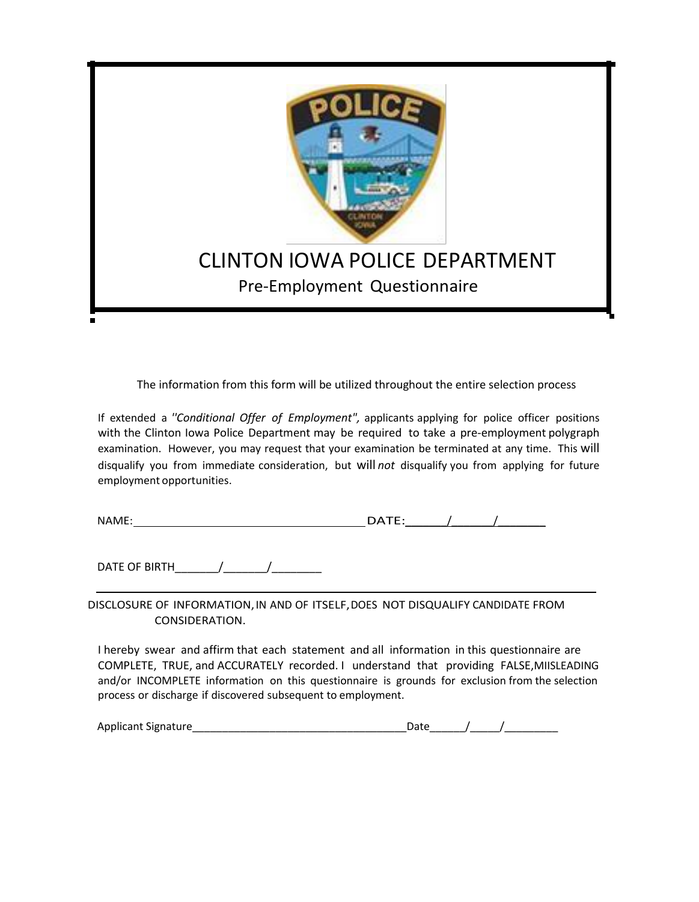# CLINTON IOWA POLICE DEPARTMENT

## Pre-Employment Questionnaire

The information from this form will be utilized throughout the entire selection process

If extended a *"Conditional Offer of Employment",* applicants applying for police officer positions with the Clinton Iowa Police Department may be required to take a pre-employment polygraph examination. However, you may request that your examination be terminated at any time. This will disqualify you from immediate consideration, but will *not* disqualify you from applying for future employment opportunities.

NAME:________________________________ DATE:______/______/_______

DATE OF BIRTH_______/_______/________

DISCLOSURE OF INFORMATION, IN AND OF ITSELF, DOES NOT DISQUALIFY CANDIDATE FROM CONSIDERATION.

I hereby swear and affirm that each statement and all information in this questionnaire are COMPLETE, TRUE, and ACCURATELY recorded. I understand that providing FALSE,MIISLEADING and/or INCOMPLETE information on this questionnaire is grounds for exclusion from the selection process or discharge if discovered subsequent to employment.

Applicant Signature____________________________________Date______/_____/_________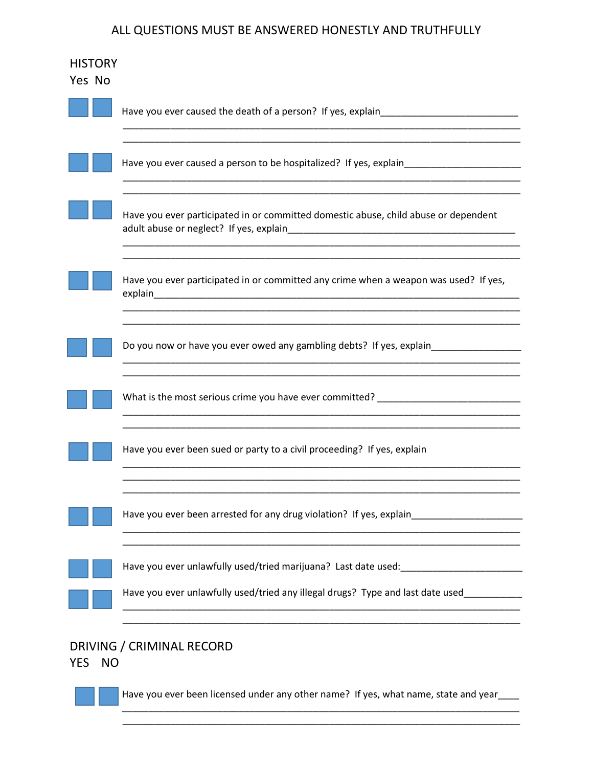ALL QUESTIONS MUST BE ANSWERED HONESTLY AND TRUTHFULLY

## HISTORY

Yes No

☐ ☐ Have you ever caused the death of a person? If yes, explain__________________________

______________________________________________________________________________

______________________________________________________________________________

☐ ☐ Have you ever caused a person to be hospitalized? If yes, explain______________________

______________________________________________________________________________

______________________________________________________________________________

☐ ☐ Have you ever participated in or committed domestic abuse, child abuse or dependent adult abuse or neglect? If yes, explain____________________________________________

______________________________________________________________________________

______________________________________________________________________________

☐ ☐ Have you ever participated in or committed any crime when a weapon was used? If yes, explain_________________________________________________________________________

______________________________________________________________________________

______________________________________________________________________________

☐ ☐ Do you now or have you ever owed any gambling debts? If yes, explain_________________

______________________________________________________________________________

______________________________________________________________________________

☐ ☐ What is the most serious crime you have ever committed? ___________________________

______________________________________________________________________________

______________________________________________________________________________

☐ ☐ Have you ever been sued or party to a civil proceeding? If yes, explain

______________________________________________________________________________

______________________________________________________________________________

______________________________________________________________________________

☐ ☐ Have you ever been arrested for any drug violation? If yes, explain____________________

______________________________________________________________________________

______________________________________________________________________________

☐ ☐ Have you ever unlawfully used/tried marijuana? Last date used:_______________________

☐ ☐ Have you ever unlawfully used/tried any illegal drugs? Type and last date used___________

______________________________________________________________________________

______________________________________________________________________________

## DRIVING / CRIMINAL RECORD

YES NO

☐ ☐ Have you ever been licensed under any other name? If yes, what name, state and year____

______________________________________________________________________________

______________________________________________________________________________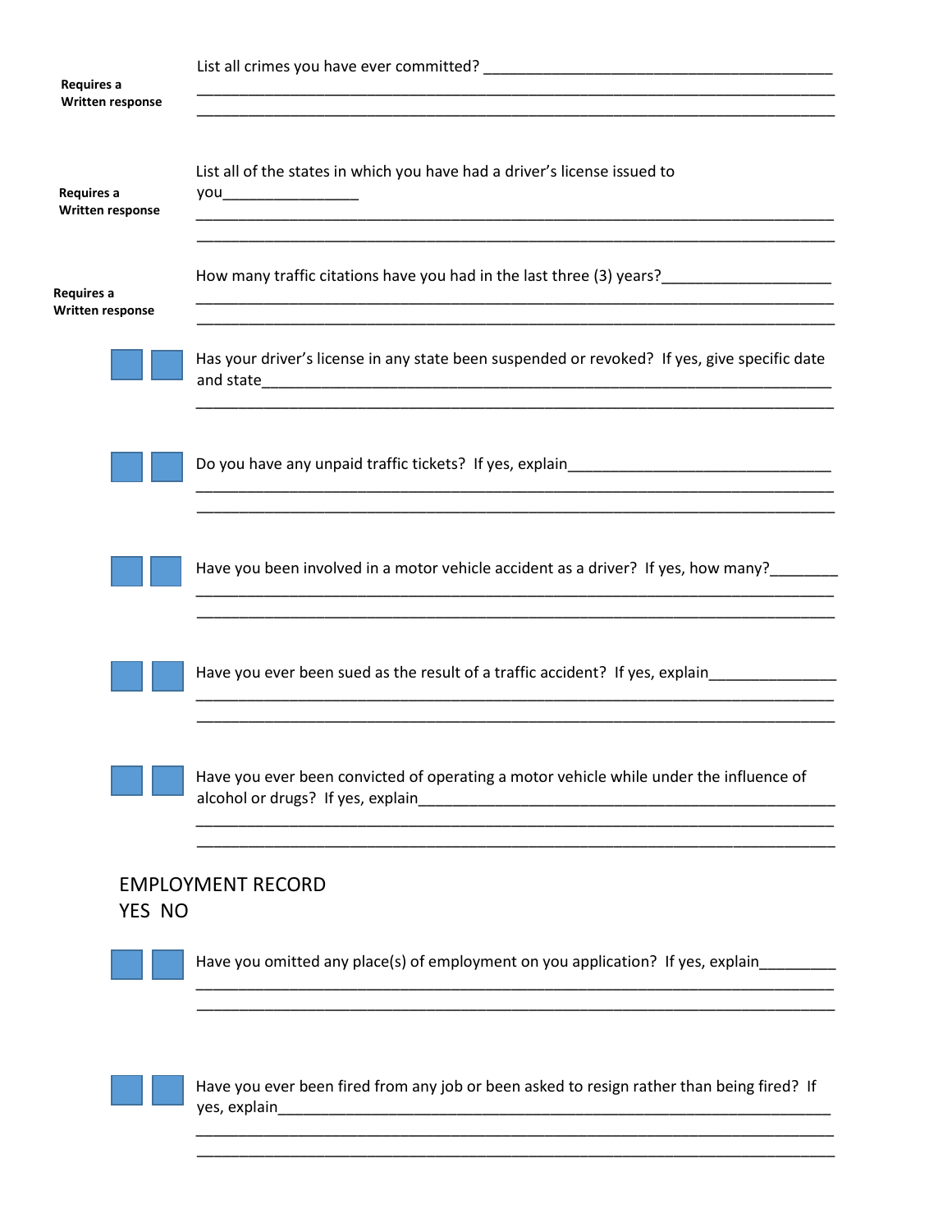**Requires a Written response**

List all crimes you have ever committed? ___________________________________________

_______________________________________________________________________________

_______________________________________________________________________________

**Requires a Written response**

List all of the states in which you have had a driver's license issued to you________________

_______________________________________________________________________________

_______________________________________________________________________________

**Requires a Written response**

How many traffic citations have you had in the last three (3) years?____________________

_______________________________________________________________________________

_______________________________________________________________________________

☐ ☐ Has your driver's license in any state been suspended or revoked? If yes, give specific date and state______________________________________________________________________

_______________________________________________________________________________

☐ ☐ Do you have any unpaid traffic tickets? If yes, explain________________________________

_______________________________________________________________________________

_______________________________________________________________________________

☐ ☐ Have you been involved in a motor vehicle accident as a driver? If yes, how many?________

_______________________________________________________________________________

_______________________________________________________________________________

☐ ☐ Have you ever been sued as the result of a traffic accident? If yes, explain_______________

_______________________________________________________________________________

_______________________________________________________________________________

☐ ☐ Have you ever been convicted of operating a motor vehicle while under the influence of alcohol or drugs? If yes, explain__________________________________________________

_______________________________________________________________________________

_______________________________________________________________________________

## EMPLOYMENT RECORD

YES NO

☐ ☐ Have you omitted any place(s) of employment on you application? If yes, explain_________

_______________________________________________________________________________

_______________________________________________________________________________

☐ ☐ Have you ever been fired from any job or been asked to resign rather than being fired? If yes, explain__________________________________________________________________

_______________________________________________________________________________

_______________________________________________________________________________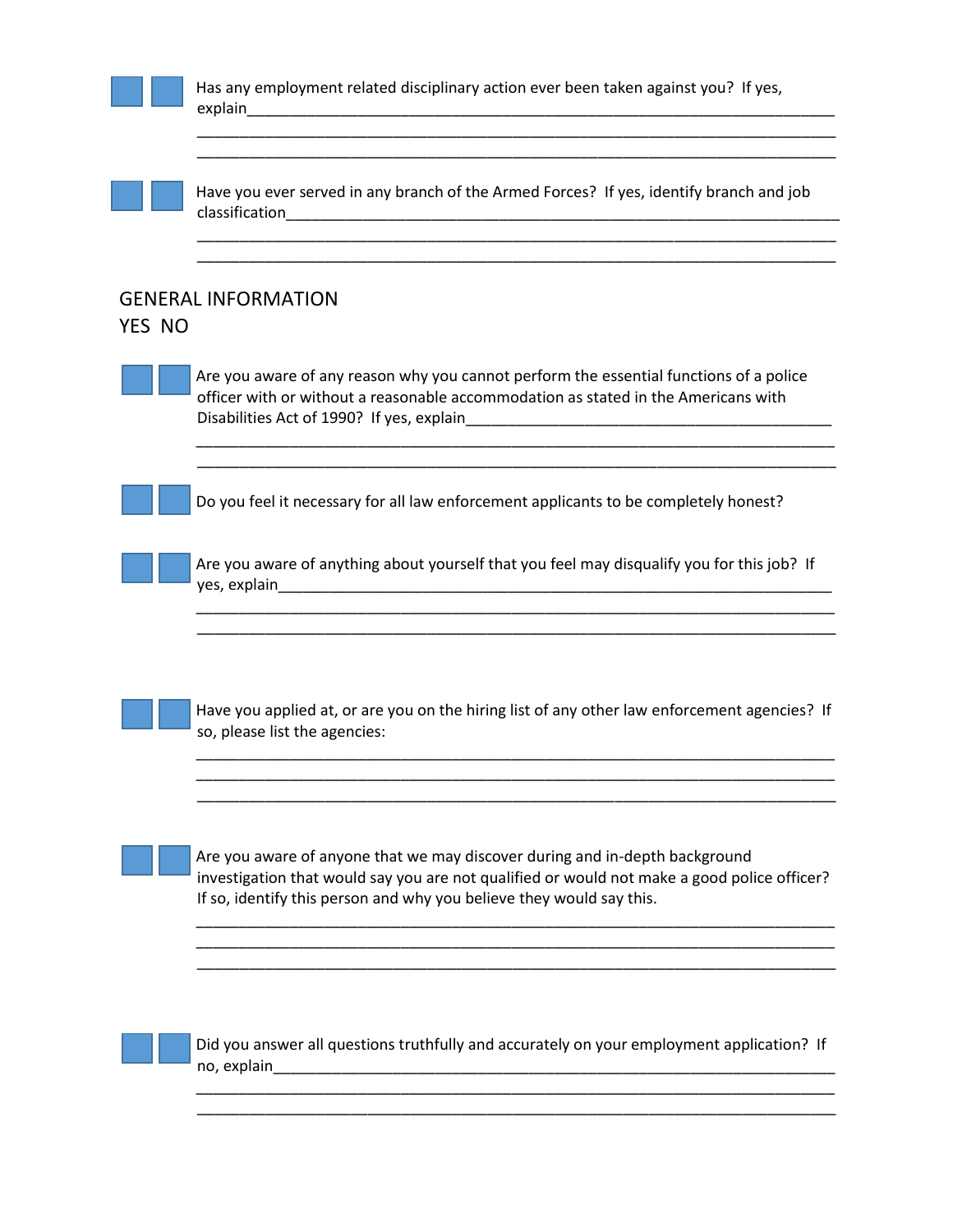☐ ☐ Has any employment related disciplinary action ever been taken against you? If yes, explain___________________________________________________________________________

_______________________________________________________________________________

_______________________________________________________________________________

☐ ☐ Have you ever served in any branch of the Armed Forces? If yes, identify branch and job classification________________________________________________________________

_______________________________________________________________________________

_______________________________________________________________________________

## GENERAL INFORMATION

YES NO

☐ ☐ Are you aware of any reason why you cannot perform the essential functions of a police officer with or without a reasonable accommodation as stated in the Americans with Disabilities Act of 1990? If yes, explain____________________________________________

_______________________________________________________________________________

_______________________________________________________________________________

☐ ☐ Do you feel it necessary for all law enforcement applicants to be completely honest?

☐ ☐ Are you aware of anything about yourself that you feel may disqualify you for this job? If yes, explain___________________________________________________________________

_______________________________________________________________________________

_______________________________________________________________________________

☐ ☐ Have you applied at, or are you on the hiring list of any other law enforcement agencies? If so, please list the agencies:

_______________________________________________________________________________

_______________________________________________________________________________

_______________________________________________________________________________

☐ ☐ Are you aware of anyone that we may discover during and in-depth background investigation that would say you are not qualified or would not make a good police officer? If so, identify this person and why you believe they would say this.

_______________________________________________________________________________

_______________________________________________________________________________

_______________________________________________________________________________

☐ ☐ Did you answer all questions truthfully and accurately on your employment application? If no, explain___________________________________________________________________

_______________________________________________________________________________

_______________________________________________________________________________